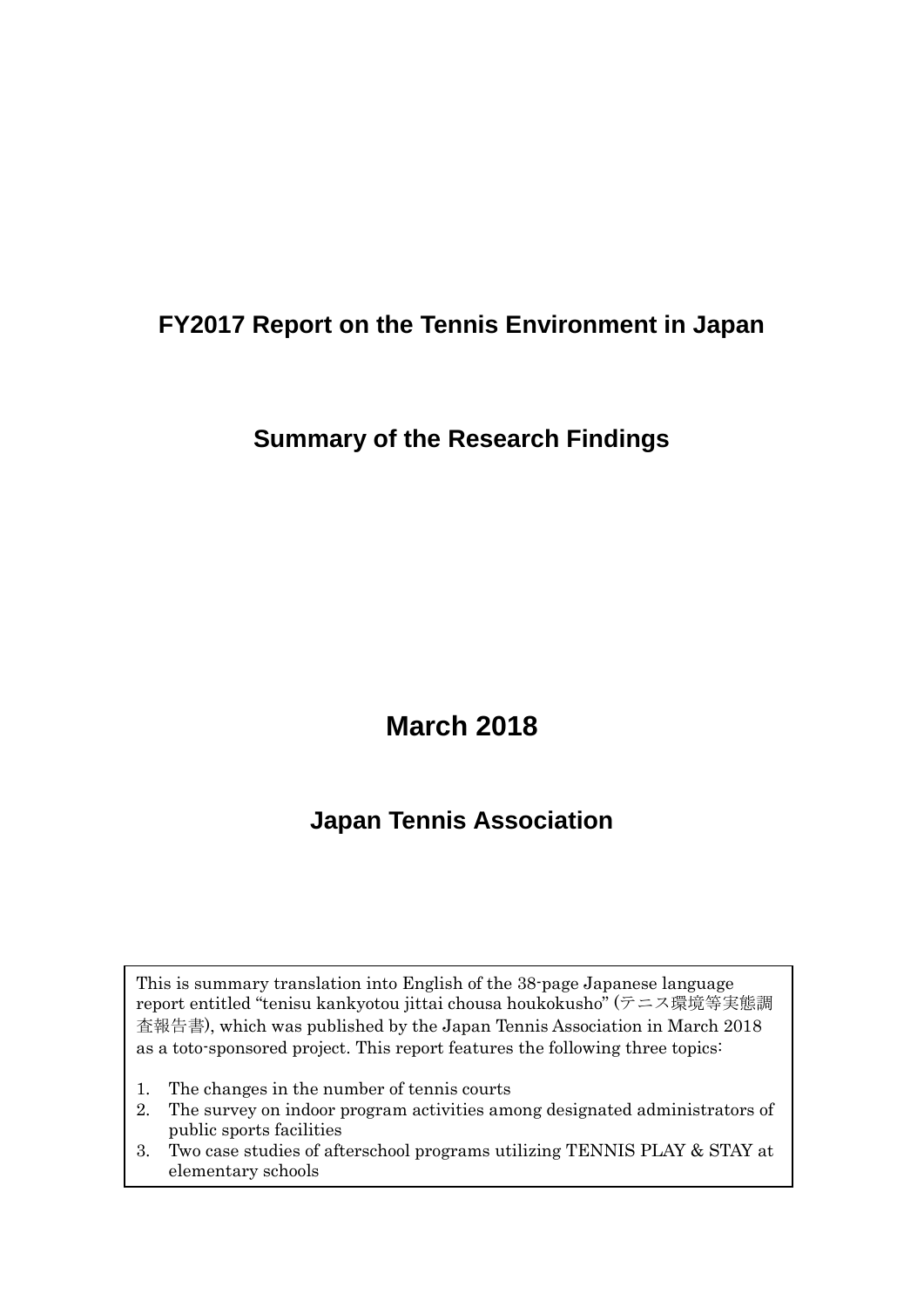# FY2017 Report on the Tennis Environment in Japan

## Summary of the Research Findings

## March 2018

## Japan Tennis Association

This is summary translation into English of the 38-page Japanese language report entitled "tenisu kankyotou jittai chousa houkokusho" (テニス環境等実態調査報告書), which was published by the Japan Tennis Association in March 2018 as a toto-sponsored project. This report features the following three topics:

1. The changes in the number of tennis courts
2. The survey on indoor program activities among designated administrators of public sports facilities
3. Two case studies of afterschool programs utilizing TENNIS PLAY & STAY at elementary schools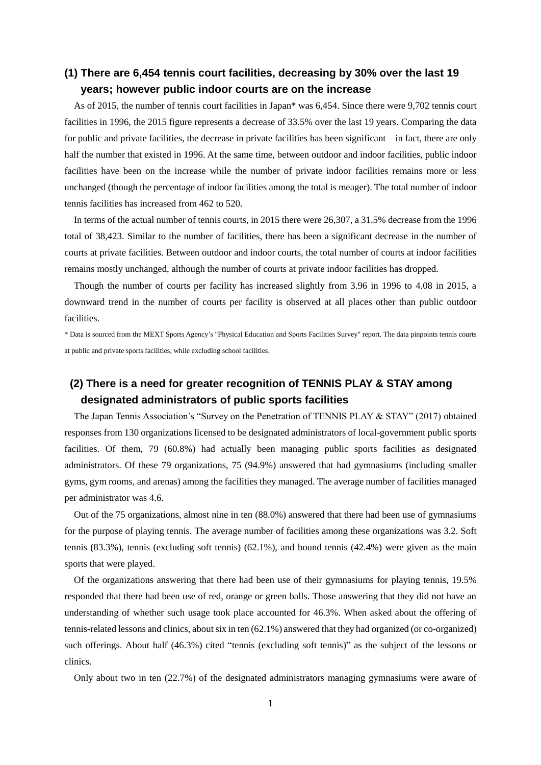## (1) There are 6,454 tennis court facilities, decreasing by 30% over the last 19 years; however public indoor courts are on the increase

As of 2015, the number of tennis court facilities in Japan* was 6,454. Since there were 9,702 tennis court facilities in 1996, the 2015 figure represents a decrease of 33.5% over the last 19 years. Comparing the data for public and private facilities, the decrease in private facilities has been significant – in fact, there are only half the number that existed in 1996. At the same time, between outdoor and indoor facilities, public indoor facilities have been on the increase while the number of private indoor facilities remains more or less unchanged (though the percentage of indoor facilities among the total is meager). The total number of indoor tennis facilities has increased from 462 to 520.

In terms of the actual number of tennis courts, in 2015 there were 26,307, a 31.5% decrease from the 1996 total of 38,423. Similar to the number of facilities, there has been a significant decrease in the number of courts at private facilities. Between outdoor and indoor courts, the total number of courts at indoor facilities remains mostly unchanged, although the number of courts at private indoor facilities has dropped.

Though the number of courts per facility has increased slightly from 3.96 in 1996 to 4.08 in 2015, a downward trend in the number of courts per facility is observed at all places other than public outdoor facilities.

\* Data is sourced from the MEXT Sports Agency's "Physical Education and Sports Facilities Survey" report. The data pinpoints tennis courts at public and private sports facilities, while excluding school facilities.

## (2) There is a need for greater recognition of TENNIS PLAY & STAY among designated administrators of public sports facilities

The Japan Tennis Association's "Survey on the Penetration of TENNIS PLAY & STAY" (2017) obtained responses from 130 organizations licensed to be designated administrators of local-government public sports facilities. Of them, 79 (60.8%) had actually been managing public sports facilities as designated administrators. Of these 79 organizations, 75 (94.9%) answered that had gymnasiums (including smaller gyms, gym rooms, and arenas) among the facilities they managed. The average number of facilities managed per administrator was 4.6.

Out of the 75 organizations, almost nine in ten (88.0%) answered that there had been use of gymnasiums for the purpose of playing tennis. The average number of facilities among these organizations was 3.2. Soft tennis (83.3%), tennis (excluding soft tennis) (62.1%), and bound tennis (42.4%) were given as the main sports that were played.

Of the organizations answering that there had been use of their gymnasiums for playing tennis, 19.5% responded that there had been use of red, orange or green balls. Those answering that they did not have an understanding of whether such usage took place accounted for 46.3%. When asked about the offering of tennis-related lessons and clinics, about six in ten (62.1%) answered that they had organized (or co-organized) such offerings. About half (46.3%) cited "tennis (excluding soft tennis)" as the subject of the lessons or clinics.

Only about two in ten (22.7%) of the designated administrators managing gymnasiums were aware of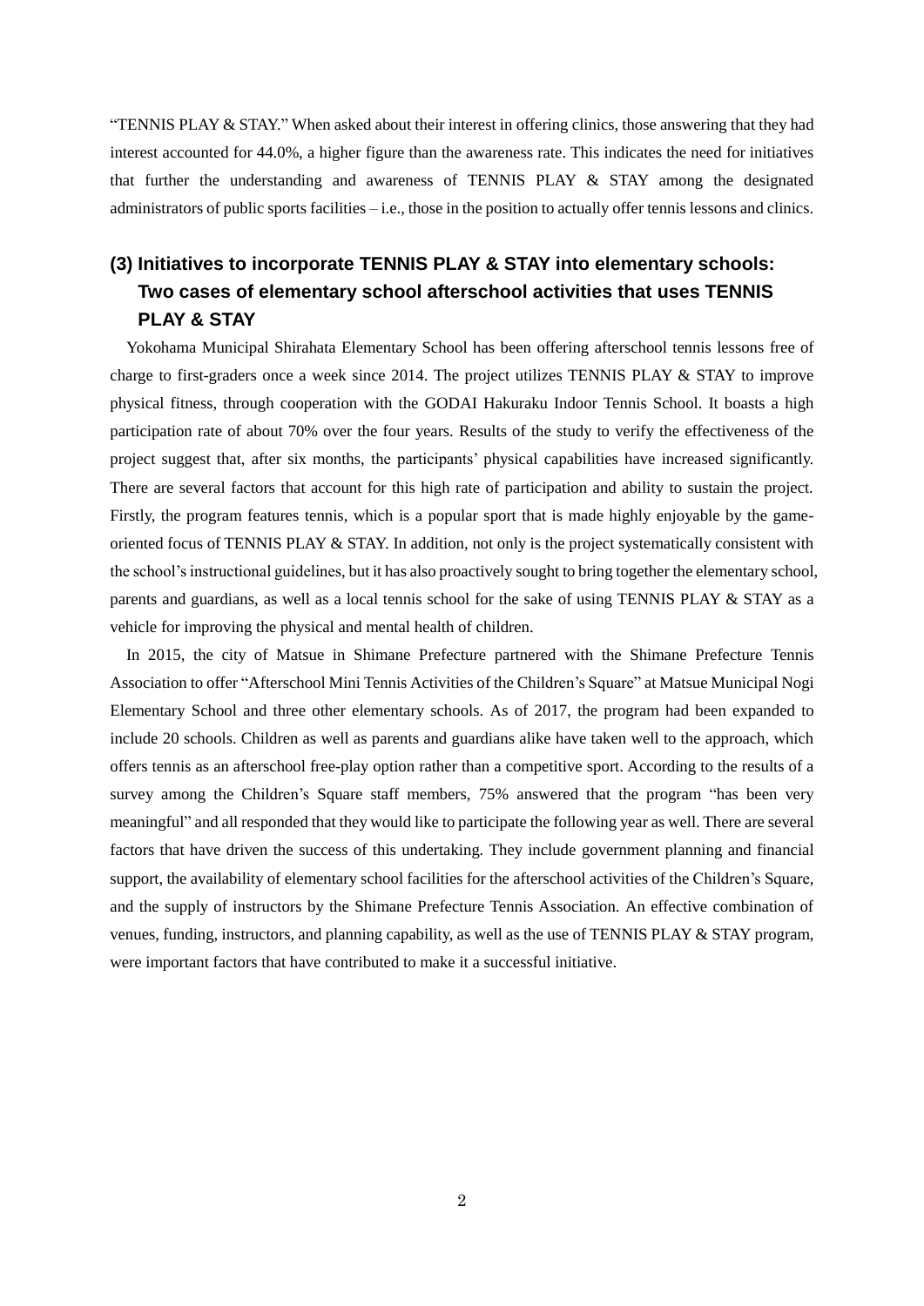"TENNIS PLAY & STAY." When asked about their interest in offering clinics, those answering that they had interest accounted for 44.0%, a higher figure than the awareness rate. This indicates the need for initiatives that further the understanding and awareness of TENNIS PLAY & STAY among the designated administrators of public sports facilities – i.e., those in the position to actually offer tennis lessons and clinics.

### (3) Initiatives to incorporate TENNIS PLAY & STAY into elementary schools: Two cases of elementary school afterschool activities that uses TENNIS PLAY & STAY

Yokohama Municipal Shirahata Elementary School has been offering afterschool tennis lessons free of charge to first-graders once a week since 2014. The project utilizes TENNIS PLAY & STAY to improve physical fitness, through cooperation with the GODAI Hakuraku Indoor Tennis School. It boasts a high participation rate of about 70% over the four years. Results of the study to verify the effectiveness of the project suggest that, after six months, the participants' physical capabilities have increased significantly. There are several factors that account for this high rate of participation and ability to sustain the project. Firstly, the program features tennis, which is a popular sport that is made highly enjoyable by the game-oriented focus of TENNIS PLAY & STAY. In addition, not only is the project systematically consistent with the school's instructional guidelines, but it has also proactively sought to bring together the elementary school, parents and guardians, as well as a local tennis school for the sake of using TENNIS PLAY & STAY as a vehicle for improving the physical and mental health of children.

In 2015, the city of Matsue in Shimane Prefecture partnered with the Shimane Prefecture Tennis Association to offer "Afterschool Mini Tennis Activities of the Children's Square" at Matsue Municipal Nogi Elementary School and three other elementary schools. As of 2017, the program had been expanded to include 20 schools. Children as well as parents and guardians alike have taken well to the approach, which offers tennis as an afterschool free-play option rather than a competitive sport. According to the results of a survey among the Children's Square staff members, 75% answered that the program "has been very meaningful" and all responded that they would like to participate the following year as well. There are several factors that have driven the success of this undertaking. They include government planning and financial support, the availability of elementary school facilities for the afterschool activities of the Children's Square, and the supply of instructors by the Shimane Prefecture Tennis Association. An effective combination of venues, funding, instructors, and planning capability, as well as the use of TENNIS PLAY & STAY program, were important factors that have contributed to make it a successful initiative.